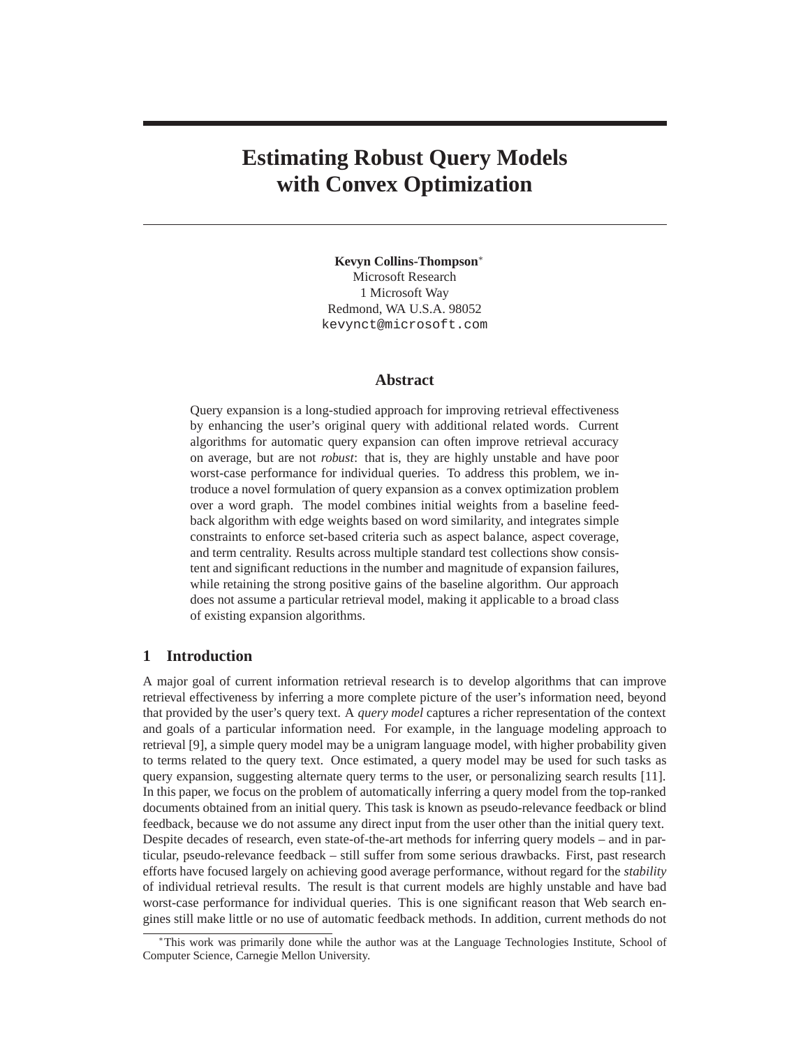# Estimating Robust Query Models with Convex Optimization

**Kevyn Collins-Thompson**[*]
Microsoft Research
1 Microsoft Way
Redmond, WA U.S.A. 98052
kevynct@microsoft.com

## Abstract

Query expansion is a long-studied approach for improving retrieval effectiveness by enhancing the user's original query with additional related words. Current algorithms for automatic query expansion can often improve retrieval accuracy on average, but are not *robust*: that is, they are highly unstable and have poor worst-case performance for individual queries. To address this problem, we introduce a novel formulation of query expansion as a convex optimization problem over a word graph. The model combines initial weights from a baseline feedback algorithm with edge weights based on word similarity, and integrates simple constraints to enforce set-based criteria such as aspect balance, aspect coverage, and term centrality. Results across multiple standard test collections show consistent and significant reductions in the number and magnitude of expansion failures, while retaining the strong positive gains of the baseline algorithm. Our approach does not assume a particular retrieval model, making it applicable to a broad class of existing expansion algorithms.

## 1 Introduction

A major goal of current information retrieval research is to develop algorithms that can improve retrieval effectiveness by inferring a more complete picture of the user's information need, beyond that provided by the user's query text. A *query model* captures a richer representation of the context and goals of a particular information need. For example, in the language modeling approach to retrieval [9], a simple query model may be a unigram language model, with higher probability given to terms related to the query text. Once estimated, a query model may be used for such tasks as query expansion, suggesting alternate query terms to the user, or personalizing search results [11]. In this paper, we focus on the problem of automatically inferring a query model from the top-ranked documents obtained from an initial query. This task is known as pseudo-relevance feedback or blind feedback, because we do not assume any direct input from the user other than the initial query text. Despite decades of research, even state-of-the-art methods for inferring query models – and in particular, pseudo-relevance feedback – still suffer from some serious drawbacks. First, past research efforts have focused largely on achieving good average performance, without regard for the *stability* of individual retrieval results. The result is that current models are highly unstable and have bad worst-case performance for individual queries. This is one significant reason that Web search engines still make little or no use of automatic feedback methods. In addition, current methods do not

[*] This work was primarily done while the author was at the Language Technologies Institute, School of Computer Science, Carnegie Mellon University.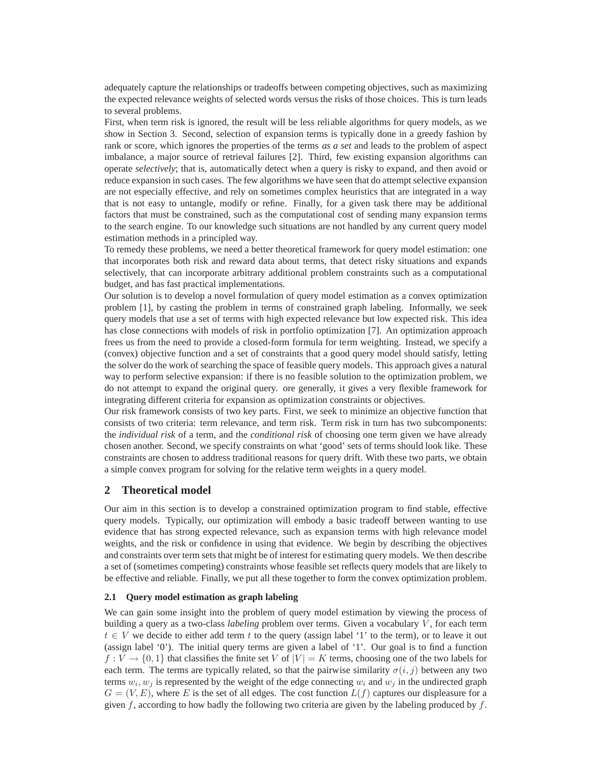adequately capture the relationships or tradeoffs between competing objectives, such as maximizing the expected relevance weights of selected words versus the risks of those choices. This is turn leads to several problems.

First, when term risk is ignored, the result will be less reliable algorithms for query models, as we show in Section 3. Second, selection of expansion terms is typically done in a greedy fashion by rank or score, which ignores the properties of the terms *as a set* and leads to the problem of aspect imbalance, a major source of retrieval failures [2]. Third, few existing expansion algorithms can operate *selectively*; that is, automatically detect when a query is risky to expand, and then avoid or reduce expansion in such cases. The few algorithms we have seen that do attempt selective expansion are not especially effective, and rely on sometimes complex heuristics that are integrated in a way that is not easy to untangle, modify or refine. Finally, for a given task there may be additional factors that must be constrained, such as the computational cost of sending many expansion terms to the search engine. To our knowledge such situations are not handled by any current query model estimation methods in a principled way.

To remedy these problems, we need a better theoretical framework for query model estimation: one that incorporates both risk and reward data about terms, that detect risky situations and expands selectively, that can incorporate arbitrary additional problem constraints such as a computational budget, and has fast practical implementations.

Our solution is to develop a novel formulation of query model estimation as a convex optimization problem [1], by casting the problem in terms of constrained graph labeling. Informally, we seek query models that use a set of terms with high expected relevance but low expected risk. This idea has close connections with models of risk in portfolio optimization [7]. An optimization approach frees us from the need to provide a closed-form formula for term weighting. Instead, we specify a (convex) objective function and a set of constraints that a good query model should satisfy, letting the solver do the work of searching the space of feasible query models. This approach gives a natural way to perform selective expansion: if there is no feasible solution to the optimization problem, we do not attempt to expand the original query. ore generally, it gives a very flexible framework for integrating different criteria for expansion as optimization constraints or objectives.

Our risk framework consists of two key parts. First, we seek to minimize an objective function that consists of two criteria: term relevance, and term risk. Term risk in turn has two subcomponents: the *individual risk* of a term, and the *conditional risk* of choosing one term given we have already chosen another. Second, we specify constraints on what 'good' sets of terms should look like. These constraints are chosen to address traditional reasons for query drift. With these two parts, we obtain a simple convex program for solving for the relative term weights in a query model.

## 2 Theoretical model

Our aim in this section is to develop a constrained optimization program to find stable, effective query models. Typically, our optimization will embody a basic tradeoff between wanting to use evidence that has strong expected relevance, such as expansion terms with high relevance model weights, and the risk or confidence in using that evidence. We begin by describing the objectives and constraints over term sets that might be of interest for estimating query models. We then describe a set of (sometimes competing) constraints whose feasible set reflects query models that are likely to be effective and reliable. Finally, we put all these together to form the convex optimization problem.

### 2.1 Query model estimation as graph labeling

We can gain some insight into the problem of query model estimation by viewing the process of building a query as a two-class *labeling* problem over terms. Given a vocabulary $V$, for each term $t \in V$ we decide to either add term $t$ to the query (assign label '1' to the term), or to leave it out (assign label '0'). The initial query terms are given a label of '1'. Our goal is to find a function $f : V \to \{0, 1\}$ that classifies the finite set $V$ of $|V| = K$ terms, choosing one of the two labels for each term. The terms are typically related, so that the pairwise similarity $\sigma(i, j)$ between any two terms $w_i, w_j$ is represented by the weight of the edge connecting $w_i$ and $w_j$ in the undirected graph $G = (V, E)$, where $E$ is the set of all edges. The cost function $L(f)$ captures our displeasure for a given $f$, according to how badly the following two criteria are given by the labeling produced by $f$.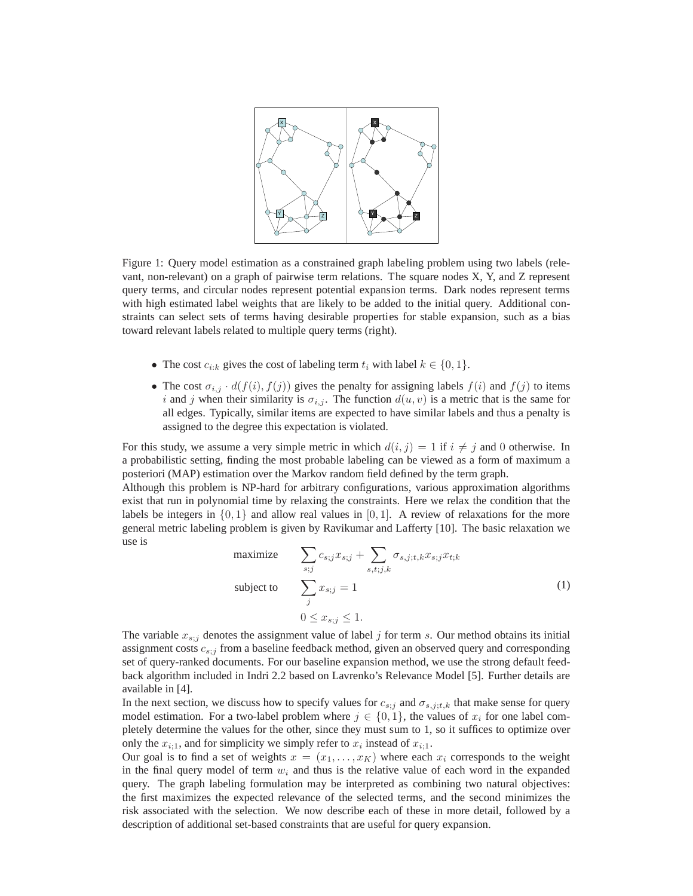Figure 1: Query model estimation as a constrained graph labeling problem using two labels (relevant, non-relevant) on a graph of pairwise term relations. The square nodes X, Y, and Z represent query terms, and circular nodes represent potential expansion terms. Dark nodes represent terms with high estimated label weights that are likely to be added to the initial query. Additional constraints can select sets of terms having desirable properties for stable expansion, such as a bias toward relevant labels related to multiple query terms (right).

- The cost $c_{i:k}$ gives the cost of labeling term $t_i$ with label $k \in \{0, 1\}$.
- The cost $\sigma_{i,j} \cdot d(f(i), f(j))$ gives the penalty for assigning labels $f(i)$ and $f(j)$ to items $i$ and $j$ when their similarity is $\sigma_{i,j}$. The function $d(u, v)$ is a metric that is the same for all edges. Typically, similar items are expected to have similar labels and thus a penalty is assigned to the degree this expectation is violated.

For this study, we assume a very simple metric in which $d(i, j) = 1$ if $i \neq j$ and $0$ otherwise. In a probabilistic setting, finding the most probable labeling can be viewed as a form of maximum a posteriori (MAP) estimation over the Markov random field defined by the term graph.

Although this problem is NP-hard for arbitrary configurations, various approximation algorithms exist that run in polynomial time by relaxing the constraints. Here we relax the condition that the labels be integers in $\{0, 1\}$ and allow real values in $[0, 1]$. A review of relaxations for the more general metric labeling problem is given by Ravikumar and Lafferty [10]. The basic relaxation we use is

$$
\begin{aligned}
\text{maximize} \quad & \sum_{s;j} c_{s;j} x_{s;j} + \sum_{s,t;j,k} \sigma_{s,j;t,k} x_{s;j} x_{t;k} \\
\text{subject to} \quad & \sum_{j} x_{s;j} = 1 \\
& 0 \leq x_{s;j} \leq 1.
\end{aligned}
\tag{1}
$$

The variable $x_{s;j}$ denotes the assignment value of label $j$ for term $s$. Our method obtains its initial assignment costs $c_{s;j}$ from a baseline feedback method, given an observed query and corresponding set of query-ranked documents. For our baseline expansion method, we use the strong default feedback algorithm included in Indri 2.2 based on Lavrenko's Relevance Model [5]. Further details are available in [4].

In the next section, we discuss how to specify values for $c_{s;j}$ and $\sigma_{s,j;t,k}$ that make sense for query model estimation. For a two-label problem where $j \in \{0, 1\}$, the values of $x_i$ for one label completely determine the values for the other, since they must sum to 1, so it suffices to optimize over only the $x_{i;1}$, and for simplicity we simply refer to $x_i$ instead of $x_{i;1}$.

Our goal is to find a set of weights $x = (x_1, \ldots, x_K)$ where each $x_i$ corresponds to the weight in the final query model of term $w_i$ and thus is the relative value of each word in the expanded query. The graph labeling formulation may be interpreted as combining two natural objectives: the first maximizes the expected relevance of the selected terms, and the second minimizes the risk associated with the selection. We now describe each of these in more detail, followed by a description of additional set-based constraints that are useful for query expansion.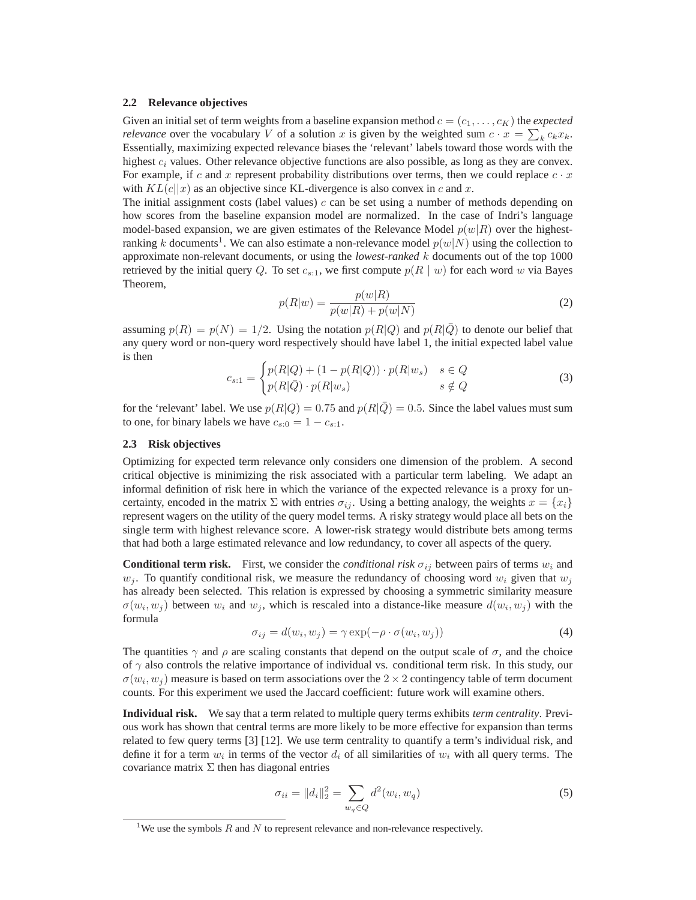### 2.2 Relevance objectives

Given an initial set of term weights from a baseline expansion method $c = (c_1, \ldots, c_K)$ the *expected relevance* over the vocabulary $V$ of a solution $x$ is given by the weighted sum $c \cdot x = \sum_k c_k x_k$. Essentially, maximizing expected relevance biases the 'relevant' labels toward those words with the highest $c_i$ values. Other relevance objective functions are also possible, as long as they are convex. For example, if $c$ and $x$ represent probability distributions over terms, then we could replace $c \cdot x$ with $KL(c||x)$ as an objective since KL-divergence is also convex in $c$ and $x$.

The initial assignment costs (label values) $c$ can be set using a number of methods depending on how scores from the baseline expansion model are normalized. In the case of Indri's language model-based expansion, we are given estimates of the Relevance Model $p(w|R)$ over the highest-ranking $k$ documents[1]. We can also estimate a non-relevance model $p(w|N)$ using the collection to approximate non-relevant documents, or using the *lowest-ranked* $k$ documents out of the top 1000 retrieved by the initial query $Q$. To set $c_{s:1}$, we first compute $p(R \mid w)$ for each word $w$ via Bayes Theorem,

$$p(R|w) = \frac{p(w|R)}{p(w|R) + p(w|N)} \tag{2}$$

assuming $p(R) = p(N) = 1/2$. Using the notation $p(R|Q)$ and $p(R|\bar{Q})$ to denote our belief that any query word or non-query word respectively should have label 1, the initial expected label value is then

$$c_{s:1} = \begin{cases} p(R|Q) + (1 - p(R|Q)) \cdot p(R|w_s) & s \in Q \\ p(R|\bar{Q}) \cdot p(R|w_s) & s \notin Q \end{cases} \tag{3}$$

for the 'relevant' label. We use $p(R|Q) = 0.75$ and $p(R|\bar{Q}) = 0.5$. Since the label values must sum to one, for binary labels we have $c_{s:0} = 1 - c_{s:1}$.

### 2.3 Risk objectives

Optimizing for expected term relevance only considers one dimension of the problem. A second critical objective is minimizing the risk associated with a particular term labeling. We adapt an informal definition of risk here in which the variance of the expected relevance is a proxy for uncertainty, encoded in the matrix $\Sigma$ with entries $\sigma_{ij}$. Using a betting analogy, the weights $x = \{x_i\}$ represent wagers on the utility of the query model terms. A risky strategy would place all bets on the single term with highest relevance score. A lower-risk strategy would distribute bets among terms that had both a large estimated relevance and low redundancy, to cover all aspects of the query.

**Conditional term risk.** First, we consider the *conditional risk* $\sigma_{ij}$ between pairs of terms $w_i$ and $w_j$. To quantify conditional risk, we measure the redundancy of choosing word $w_i$ given that $w_j$ has already been selected. This relation is expressed by choosing a symmetric similarity measure $\sigma(w_i, w_j)$ between $w_i$ and $w_j$, which is rescaled into a distance-like measure $d(w_i, w_j)$ with the formula

$$\sigma_{ij} = d(w_i, w_j) = \gamma \exp(-\rho \cdot \sigma(w_i, w_j)) \tag{4}$$

The quantities $\gamma$ and $\rho$ are scaling constants that depend on the output scale of $\sigma$, and the choice of $\gamma$ also controls the relative importance of individual vs. conditional term risk. In this study, our $\sigma(w_i, w_j)$ measure is based on term associations over the $2 \times 2$ contingency table of term document counts. For this experiment we used the Jaccard coefficient: future work will examine others.

**Individual risk.** We say that a term related to multiple query terms exhibits *term centrality*. Previous work has shown that central terms are more likely to be more effective for expansion than terms related to few query terms [3] [12]. We use term centrality to quantify a term's individual risk, and define it for a term $w_i$ in terms of the vector $d_i$ of all similarities of $w_i$ with all query terms. The covariance matrix $\Sigma$ then has diagonal entries

$$\sigma_{ii} = \|d_i\|_2^2 = \sum_{w_q \in Q} d^2(w_i, w_q) \tag{5}$$

[1] We use the symbols $R$ and $N$ to represent relevance and non-relevance respectively.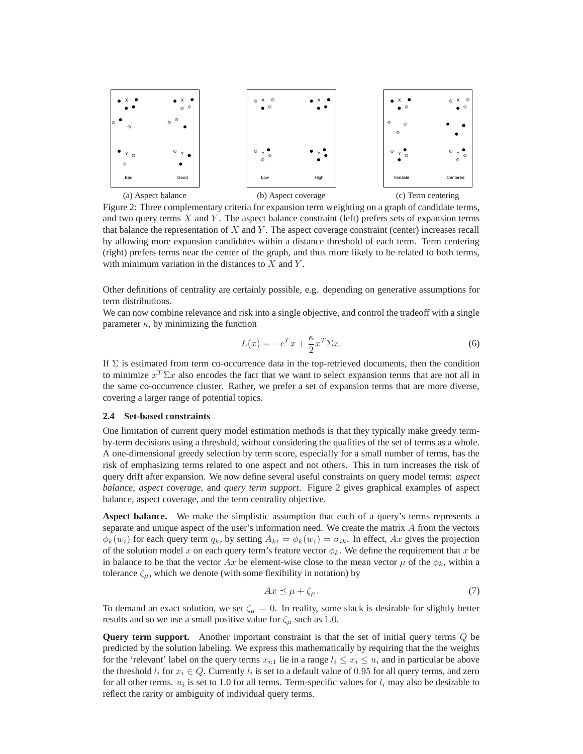(a) Aspect balance (b) Aspect coverage (c) Term centering

Figure 2: Three complementary criteria for expansion term weighting on a graph of candidate terms, and two query terms $X$ and $Y$. The aspect balance constraint (left) prefers sets of expansion terms that balance the representation of $X$ and $Y$. The aspect coverage constraint (center) increases recall by allowing more expansion candidates within a distance threshold of each term. Term centering (right) prefers terms near the center of the graph, and thus more likely to be related to both terms, with minimum variation in the distances to $X$ and $Y$.

Other definitions of centrality are certainly possible, e.g. depending on generative assumptions for term distributions.

We can now combine relevance and risk into a single objective, and control the tradeoff with a single parameter $\kappa$, by minimizing the function

$$L(x) = -c^T x + \frac{\kappa}{2} x^T \Sigma x. \tag{6}$$

If $\Sigma$ is estimated from term co-occurrence data in the top-retrieved documents, then the condition to minimize $x^T \Sigma x$ also encodes the fact that we want to select expansion terms that are not all in the same co-occurrence cluster. Rather, we prefer a set of expansion terms that are more diverse, covering a larger range of potential topics.

### 2.4 Set-based constraints

One limitation of current query model estimation methods is that they typically make greedy term-by-term decisions using a threshold, without considering the qualities of the set of terms as a whole. A one-dimensional greedy selection by term score, especially for a small number of terms, has the risk of emphasizing terms related to one aspect and not others. This in turn increases the risk of query drift after expansion. We now define several useful constraints on query model terms: *aspect balance*, *aspect coverage*, and *query term support*. Figure 2 gives graphical examples of aspect balance, aspect coverage, and the term centrality objective.

**Aspect balance.** We make the simplistic assumption that each of a query's terms represents a separate and unique aspect of the user's information need. We create the matrix $A$ from the vectors $\phi_k(w_i)$ for each query term $q_k$, by setting $A_{ki} = \phi_k(w_i) = \sigma_{ik}$. In effect, $Ax$ gives the projection of the solution model $x$ on each query term's feature vector $\phi_k$. We define the requirement that $x$ be in balance to be that the vector $Ax$ be element-wise close to the mean vector $\mu$ of the $\phi_k$, within a tolerance $\zeta_\mu$, which we denote (with some flexibility in notation) by

$$Ax \preceq \mu + \zeta_\mu. \tag{7}$$

To demand an exact solution, we set $\zeta_\mu = 0$. In reality, some slack is desirable for slightly better results and so we use a small positive value for $\zeta_\mu$ such as $1.0$.

**Query term support.** Another important constraint is that the set of initial query terms $Q$ be predicted by the solution labeling. We express this mathematically by requiring that the the weights for the 'relevant' label on the query terms $x_{i:1}$ lie in a range $l_i \leq x_i \leq u_i$ and in particular be above the threshold $l_i$ for $x_i \in Q$. Currently $l_i$ is set to a default value of $0.95$ for all query terms, and zero for all other terms. $u_i$ is set to 1.0 for all terms. Term-specific values for $l_i$ may also be desirable to reflect the rarity or ambiguity of individual query terms.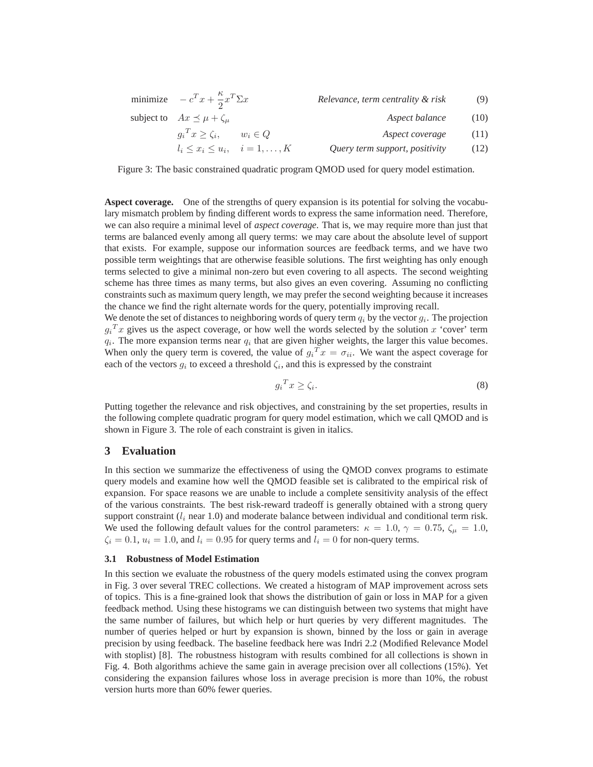$$
\begin{aligned}
\text{minimize} \quad & -c^T x + \frac{\kappa}{2} x^T \Sigma x && \textit{Relevance, term centrality \& risk} \quad (9) \\
\text{subject to} \quad & Ax \preceq \mu + \zeta_\mu && \textit{Aspect balance} \quad (10) \\
& {g_i}^T x \geq \zeta_i, \qquad w_i \in Q && \textit{Aspect coverage} \quad (11) \\
& l_i \leq x_i \leq u_i, \quad i = 1, \ldots, K && \textit{Query term support, positivity} \quad (12)
\end{aligned}
$$

Figure 3: The basic constrained quadratic program QMOD used for query model estimation.

**Aspect coverage.** One of the strengths of query expansion is its potential for solving the vocabulary mismatch problem by finding different words to express the same information need. Therefore, we can also require a minimal level of *aspect coverage*. That is, we may require more than just that terms are balanced evenly among all query terms: we may care about the absolute level of support that exists. For example, suppose our information sources are feedback terms, and we have two possible term weightings that are otherwise feasible solutions. The first weighting has only enough terms selected to give a minimal non-zero but even covering to all aspects. The second weighting scheme has three times as many terms, but also gives an even covering. Assuming no conflicting constraints such as maximum query length, we may prefer the second weighting because it increases the chance we find the right alternate words for the query, potentially improving recall.

We denote the set of distances to neighboring words of query term $q_i$ by the vector $g_i$. The projection ${g_i}^T x$ gives us the aspect coverage, or how well the words selected by the solution $x$ 'cover' term $q_i$. The more expansion terms near $q_i$ that are given higher weights, the larger this value becomes. When only the query term is covered, the value of ${g_i}^T x = \sigma_{ii}$. We want the aspect coverage for each of the vectors $g_i$ to exceed a threshold $\zeta_i$, and this is expressed by the constraint

$$
{g_i}^T x \geq \zeta_i. \tag{8}
$$

Putting together the relevance and risk objectives, and constraining by the set properties, results in the following complete quadratic program for query model estimation, which we call QMOD and is shown in Figure 3. The role of each constraint is given in italics.

## 3 Evaluation

In this section we summarize the effectiveness of using the QMOD convex programs to estimate query models and examine how well the QMOD feasible set is calibrated to the empirical risk of expansion. For space reasons we are unable to include a complete sensitivity analysis of the effect of the various constraints. The best risk-reward tradeoff is generally obtained with a strong query support constraint ($l_i$ near 1.0) and moderate balance between individual and conditional term risk. We used the following default values for the control parameters: $\kappa = 1.0$, $\gamma = 0.75$, $\zeta_\mu = 1.0$, $\zeta_i = 0.1$, $u_i = 1.0$, and $l_i = 0.95$ for query terms and $l_i = 0$ for non-query terms.

### 3.1 Robustness of Model Estimation

In this section we evaluate the robustness of the query models estimated using the convex program in Fig. 3 over several TREC collections. We created a histogram of MAP improvement across sets of topics. This is a fine-grained look that shows the distribution of gain or loss in MAP for a given feedback method. Using these histograms we can distinguish between two systems that might have the same number of failures, but which help or hurt queries by very different magnitudes. The number of queries helped or hurt by expansion is shown, binned by the loss or gain in average precision by using feedback. The baseline feedback here was Indri 2.2 (Modified Relevance Model with stoplist) [8]. The robustness histogram with results combined for all collections is shown in Fig. 4. Both algorithms achieve the same gain in average precision over all collections (15%). Yet considering the expansion failures whose loss in average precision is more than 10%, the robust version hurts more than 60% fewer queries.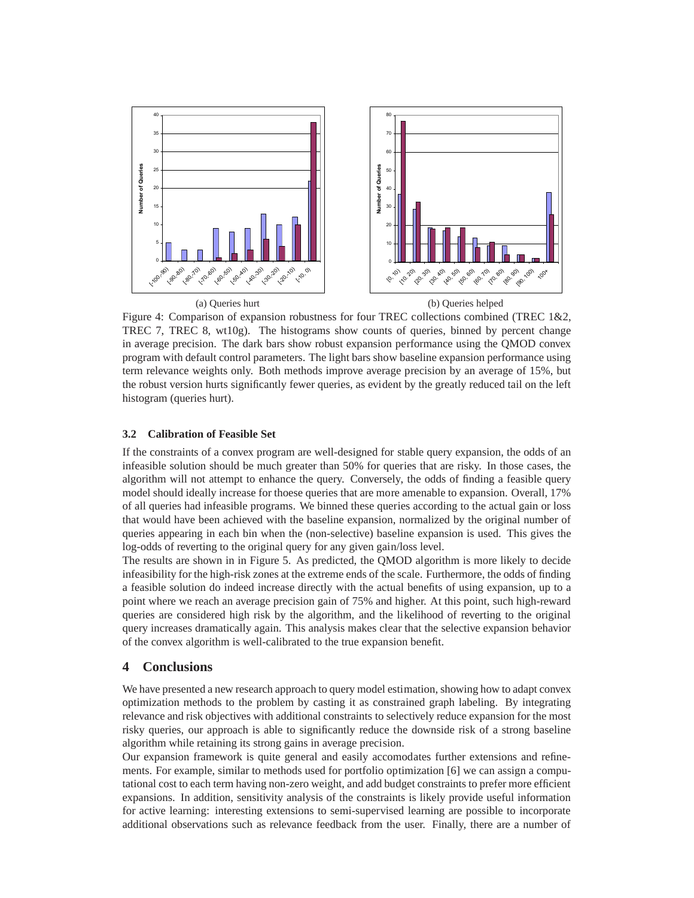(a) Queries hurt

(b) Queries helped

Figure 4: Comparison of expansion robustness for four TREC collections combined (TREC 1&2, TREC 7, TREC 8, wt10g). The histograms show counts of queries, binned by percent change in average precision. The dark bars show robust expansion performance using the QMOD convex program with default control parameters. The light bars show baseline expansion performance using term relevance weights only. Both methods improve average precision by an average of 15%, but the robust version hurts significantly fewer queries, as evident by the greatly reduced tail on the left histogram (queries hurt).

### 3.2 Calibration of Feasible Set

If the constraints of a convex program are well-designed for stable query expansion, the odds of an infeasible solution should be much greater than 50% for queries that are risky. In those cases, the algorithm will not attempt to enhance the query. Conversely, the odds of finding a feasible query model should ideally increase for thoese queries that are more amenable to expansion. Overall, 17% of all queries had infeasible programs. We binned these queries according to the actual gain or loss that would have been achieved with the baseline expansion, normalized by the original number of queries appearing in each bin when the (non-selective) baseline expansion is used. This gives the log-odds of reverting to the original query for any given gain/loss level.

The results are shown in in Figure 5. As predicted, the QMOD algorithm is more likely to decide infeasibility for the high-risk zones at the extreme ends of the scale. Furthermore, the odds of finding a feasible solution do indeed increase directly with the actual benefits of using expansion, up to a point where we reach an average precision gain of 75% and higher. At this point, such high-reward queries are considered high risk by the algorithm, and the likelihood of reverting to the original query increases dramatically again. This analysis makes clear that the selective expansion behavior of the convex algorithm is well-calibrated to the true expansion benefit.

## 4 Conclusions

We have presented a new research approach to query model estimation, showing how to adapt convex optimization methods to the problem by casting it as constrained graph labeling. By integrating relevance and risk objectives with additional constraints to selectively reduce expansion for the most risky queries, our approach is able to significantly reduce the downside risk of a strong baseline algorithm while retaining its strong gains in average precision.

Our expansion framework is quite general and easily accomodates further extensions and refinements. For example, similar to methods used for portfolio optimization [6] we can assign a computational cost to each term having non-zero weight, and add budget constraints to prefer more efficient expansions. In addition, sensitivity analysis of the constraints is likely provide useful information for active learning: interesting extensions to semi-supervised learning are possible to incorporate additional observations such as relevance feedback from the user. Finally, there are a number of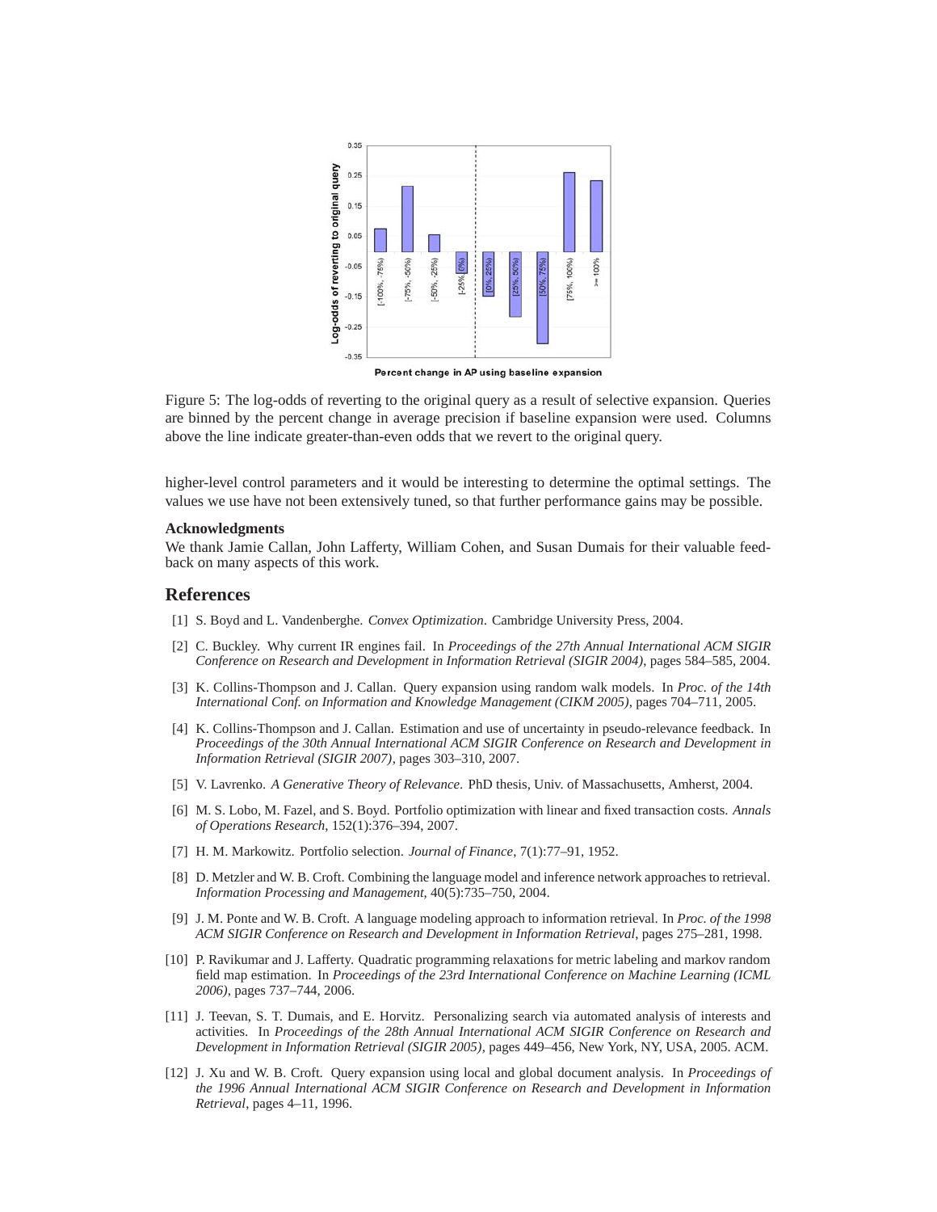0.35
0.25
0.15
0.05
-0.05
-0.15
-0.25
-0.35

Log-odds of reverting to original query

[-100%, -75%)
[-75%, -50%)
[-50%, -25%)
[-25%, 0%)
[0%, 25%)
[25%, 50%)
[50%, 75%)
[75%, 100%)
>= 100%

Percent change in AP using baseline expansion

Figure 5: The log-odds of reverting to the original query as a result of selective expansion. Queries are binned by the percent change in average precision if baseline expansion were used. Columns above the line indicate greater-than-even odds that we revert to the original query.

higher-level control parameters and it would be interesting to determine the optimal settings. The values we use have not been extensively tuned, so that further performance gains may be possible.

**Acknowledgments**

We thank Jamie Callan, John Lafferty, William Cohen, and Susan Dumais for their valuable feedback on many aspects of this work.

## References

[1] S. Boyd and L. Vandenberghe. *Convex Optimization*. Cambridge University Press, 2004.

[2] C. Buckley. Why current IR engines fail. In *Proceedings of the 27th Annual International ACM SIGIR Conference on Research and Development in Information Retrieval (SIGIR 2004)*, pages 584–585, 2004.

[3] K. Collins-Thompson and J. Callan. Query expansion using random walk models. In *Proc. of the 14th International Conf. on Information and Knowledge Management (CIKM 2005)*, pages 704–711, 2005.

[4] K. Collins-Thompson and J. Callan. Estimation and use of uncertainty in pseudo-relevance feedback. In *Proceedings of the 30th Annual International ACM SIGIR Conference on Research and Development in Information Retrieval (SIGIR 2007)*, pages 303–310, 2007.

[5] V. Lavrenko. *A Generative Theory of Relevance*. PhD thesis, Univ. of Massachusetts, Amherst, 2004.

[6] M. S. Lobo, M. Fazel, and S. Boyd. Portfolio optimization with linear and fixed transaction costs. *Annals of Operations Research*, 152(1):376–394, 2007.

[7] H. M. Markowitz. Portfolio selection. *Journal of Finance*, 7(1):77–91, 1952.

[8] D. Metzler and W. B. Croft. Combining the language model and inference network approaches to retrieval. *Information Processing and Management*, 40(5):735–750, 2004.

[9] J. M. Ponte and W. B. Croft. A language modeling approach to information retrieval. In *Proc. of the 1998 ACM SIGIR Conference on Research and Development in Information Retrieval*, pages 275–281, 1998.

[10] P. Ravikumar and J. Lafferty. Quadratic programming relaxations for metric labeling and markov random field map estimation. In *Proceedings of the 23rd International Conference on Machine Learning (ICML 2006)*, pages 737–744, 2006.

[11] J. Teevan, S. T. Dumais, and E. Horvitz. Personalizing search via automated analysis of interests and activities. In *Proceedings of the 28th Annual International ACM SIGIR Conference on Research and Development in Information Retrieval (SIGIR 2005)*, pages 449–456, New York, NY, USA, 2005. ACM.

[12] J. Xu and W. B. Croft. Query expansion using local and global document analysis. In *Proceedings of the 1996 Annual International ACM SIGIR Conference on Research and Development in Information Retrieval*, pages 4–11, 1996.